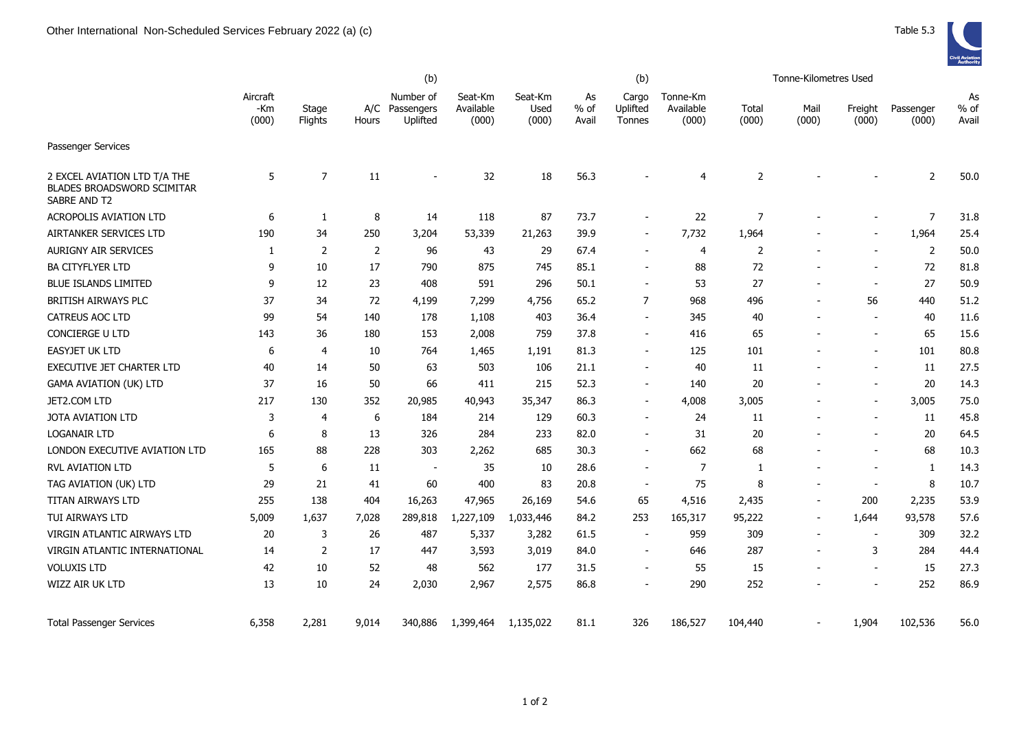Other International Non-Scheduled Services February 2022 (a) (c)

Table 5.3

| | Aircraft -Km (000) | Stage Flights | A/C Hours | (b) Number of Passengers Uplifted | Seat-Km Available (000) | Seat-Km Used (000) | As % of Avail | (b) Cargo Uplifted Tonnes | Tonne-Km Available (000) | Tonne-Kilometres Used Total (000) | Mail (000) | Freight (000) | Passenger (000) | As % of Avail |
|---|---|---|---|---|---|---|---|---|---|---|---|---|---|---|
| Passenger Services | | | | | | | | | | | | | | |
| 2 EXCEL AVIATION LTD T/A THE BLADES BROADSWORD SCIMITAR SABRE AND T2 | 5 | 7 | 11 | - | 32 | 18 | 56.3 | - | 4 | 2 | - | - | 2 | 50.0 |
| ACROPOLIS AVIATION LTD | 6 | 1 | 8 | 14 | 118 | 87 | 73.7 | - | 22 | 7 | - | - | 7 | 31.8 |
| AIRTANKER SERVICES LTD | 190 | 34 | 250 | 3,204 | 53,339 | 21,263 | 39.9 | - | 7,732 | 1,964 | - | - | 1,964 | 25.4 |
| AURIGNY AIR SERVICES | 1 | 2 | 2 | 96 | 43 | 29 | 67.4 | - | 4 | 2 | - | - | 2 | 50.0 |
| BA CITYFLYER LTD | 9 | 10 | 17 | 790 | 875 | 745 | 85.1 | - | 88 | 72 | - | - | 72 | 81.8 |
| BLUE ISLANDS LIMITED | 9 | 12 | 23 | 408 | 591 | 296 | 50.1 | - | 53 | 27 | - | - | 27 | 50.9 |
| BRITISH AIRWAYS PLC | 37 | 34 | 72 | 4,199 | 7,299 | 4,756 | 65.2 | 7 | 968 | 496 | - | 56 | 440 | 51.2 |
| CATREUS AOC LTD | 99 | 54 | 140 | 178 | 1,108 | 403 | 36.4 | - | 345 | 40 | - | - | 40 | 11.6 |
| CONCIERGE U LTD | 143 | 36 | 180 | 153 | 2,008 | 759 | 37.8 | - | 416 | 65 | - | - | 65 | 15.6 |
| EASYJET UK LTD | 6 | 4 | 10 | 764 | 1,465 | 1,191 | 81.3 | - | 125 | 101 | - | - | 101 | 80.8 |
| EXECUTIVE JET CHARTER LTD | 40 | 14 | 50 | 63 | 503 | 106 | 21.1 | - | 40 | 11 | - | - | 11 | 27.5 |
| GAMA AVIATION (UK) LTD | 37 | 16 | 50 | 66 | 411 | 215 | 52.3 | - | 140 | 20 | - | - | 20 | 14.3 |
| JET2.COM LTD | 217 | 130 | 352 | 20,985 | 40,943 | 35,347 | 86.3 | - | 4,008 | 3,005 | - | - | 3,005 | 75.0 |
| JOTA AVIATION LTD | 3 | 4 | 6 | 184 | 214 | 129 | 60.3 | - | 24 | 11 | - | - | 11 | 45.8 |
| LOGANAIR LTD | 6 | 8 | 13 | 326 | 284 | 233 | 82.0 | - | 31 | 20 | - | - | 20 | 64.5 |
| LONDON EXECUTIVE AVIATION LTD | 165 | 88 | 228 | 303 | 2,262 | 685 | 30.3 | - | 662 | 68 | - | - | 68 | 10.3 |
| RVL AVIATION LTD | 5 | 6 | 11 | - | 35 | 10 | 28.6 | - | 7 | 1 | - | - | 1 | 14.3 |
| TAG AVIATION (UK) LTD | 29 | 21 | 41 | 60 | 400 | 83 | 20.8 | - | 75 | 8 | - | - | 8 | 10.7 |
| TITAN AIRWAYS LTD | 255 | 138 | 404 | 16,263 | 47,965 | 26,169 | 54.6 | 65 | 4,516 | 2,435 | - | 200 | 2,235 | 53.9 |
| TUI AIRWAYS LTD | 5,009 | 1,637 | 7,028 | 289,818 | 1,227,109 | 1,033,446 | 84.2 | 253 | 165,317 | 95,222 | - | 1,644 | 93,578 | 57.6 |
| VIRGIN ATLANTIC AIRWAYS LTD | 20 | 3 | 26 | 487 | 5,337 | 3,282 | 61.5 | - | 959 | 309 | - | - | 309 | 32.2 |
| VIRGIN ATLANTIC INTERNATIONAL | 14 | 2 | 17 | 447 | 3,593 | 3,019 | 84.0 | - | 646 | 287 | - | 3 | 284 | 44.4 |
| VOLUXIS LTD | 42 | 10 | 52 | 48 | 562 | 177 | 31.5 | - | 55 | 15 | - | - | 15 | 27.3 |
| WIZZ AIR UK LTD | 13 | 10 | 24 | 2,030 | 2,967 | 2,575 | 86.8 | - | 290 | 252 | - | - | 252 | 86.9 |
| Total Passenger Services | 6,358 | 2,281 | 9,014 | 340,886 | 1,399,464 | 1,135,022 | 81.1 | 326 | 186,527 | 104,440 | - | 1,904 | 102,536 | 56.0 |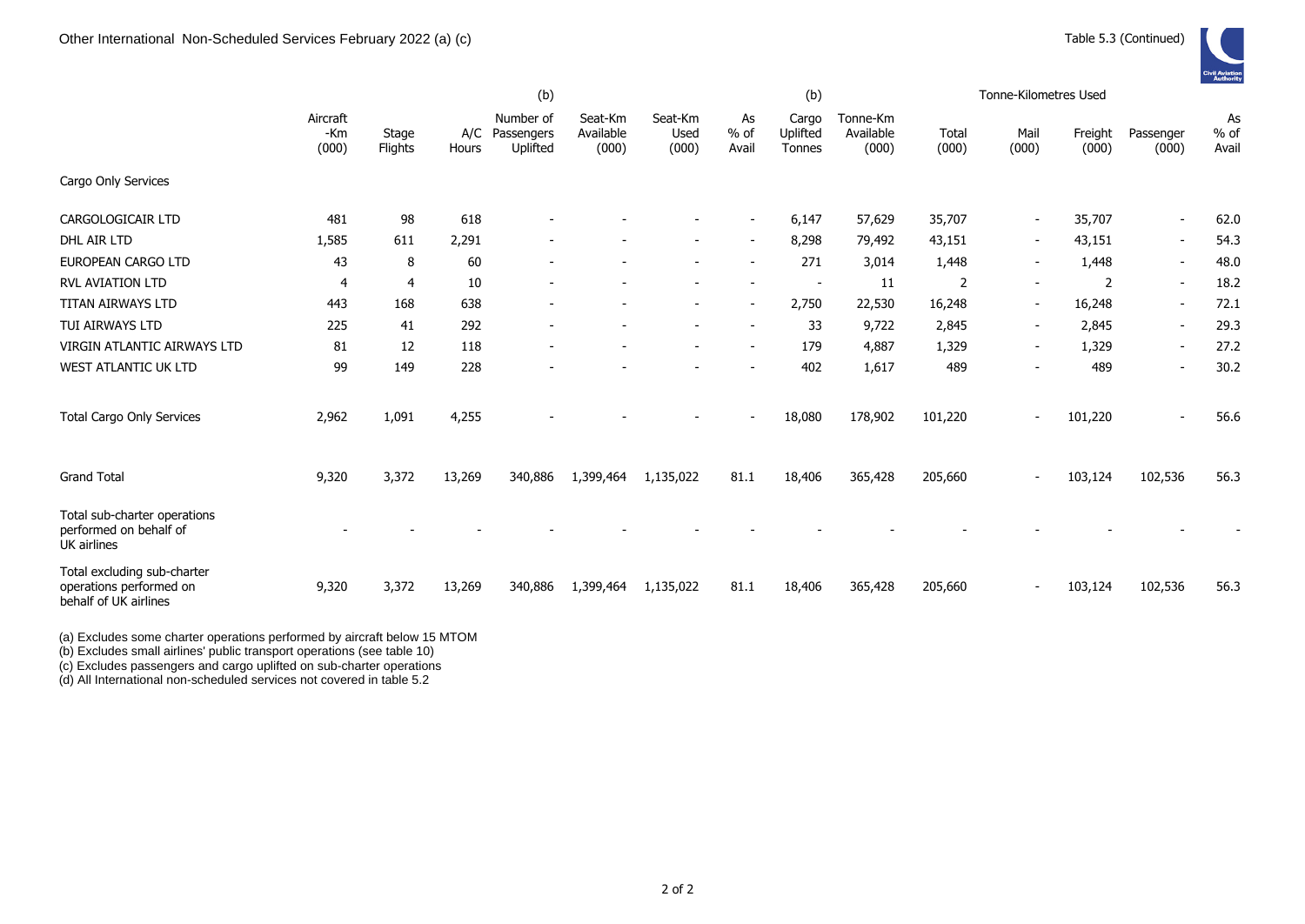Other International Non-Scheduled Services February 2022 (a) (c)

Table 5.3 (Continued)

| | Aircraft -Km (000) | Stage Flights | A/C Hours | (b) Number of Passengers Uplifted | Seat-Km Available (000) | Seat-Km Used (000) | As % of Avail | (b) Cargo Uplifted Tonnes | Tonne-Km Available (000) | Tonne-Kilometres Used Total (000) | Mail (000) | Freight (000) | Passenger (000) | As % of Avail |
|---|---|---|---|---|---|---|---|---|---|---|---|---|---|---|
| Cargo Only Services | | | | | | | | | | | | | | |
| CARGOLOGICAIR LTD | 481 | 98 | 618 | - | - | - | - | 6,147 | 57,629 | 35,707 | - | 35,707 | - | 62.0 |
| DHL AIR LTD | 1,585 | 611 | 2,291 | - | - | - | - | 8,298 | 79,492 | 43,151 | - | 43,151 | - | 54.3 |
| EUROPEAN CARGO LTD | 43 | 8 | 60 | - | - | - | - | 271 | 3,014 | 1,448 | - | 1,448 | - | 48.0 |
| RVL AVIATION LTD | 4 | 4 | 10 | - | - | - | - | - | 11 | 2 | - | 2 | - | 18.2 |
| TITAN AIRWAYS LTD | 443 | 168 | 638 | - | - | - | - | 2,750 | 22,530 | 16,248 | - | 16,248 | - | 72.1 |
| TUI AIRWAYS LTD | 225 | 41 | 292 | - | - | - | - | 33 | 9,722 | 2,845 | - | 2,845 | - | 29.3 |
| VIRGIN ATLANTIC AIRWAYS LTD | 81 | 12 | 118 | - | - | - | - | 179 | 4,887 | 1,329 | - | 1,329 | - | 27.2 |
| WEST ATLANTIC UK LTD | 99 | 149 | 228 | - | - | - | - | 402 | 1,617 | 489 | - | 489 | - | 30.2 |
| Total Cargo Only Services | 2,962 | 1,091 | 4,255 | - | - | - | - | 18,080 | 178,902 | 101,220 | - | 101,220 | - | 56.6 |
| Grand Total | 9,320 | 3,372 | 13,269 | 340,886 | 1,399,464 | 1,135,022 | 81.1 | 18,406 | 365,428 | 205,660 | - | 103,124 | 102,536 | 56.3 |
| Total sub-charter operations performed on behalf of UK airlines | - | - | - | - | - | - | - | - | - | - | - | - | - | - |
| Total excluding sub-charter operations performed on behalf of UK airlines | 9,320 | 3,372 | 13,269 | 340,886 | 1,399,464 | 1,135,022 | 81.1 | 18,406 | 365,428 | 205,660 | - | 103,124 | 102,536 | 56.3 |

(a) Excludes some charter operations performed by aircraft below 15 MTOM
(b) Excludes small airlines' public transport operations (see table 10)
(c) Excludes passengers and cargo uplifted on sub-charter operations
(d) All International non-scheduled services not covered in table 5.2